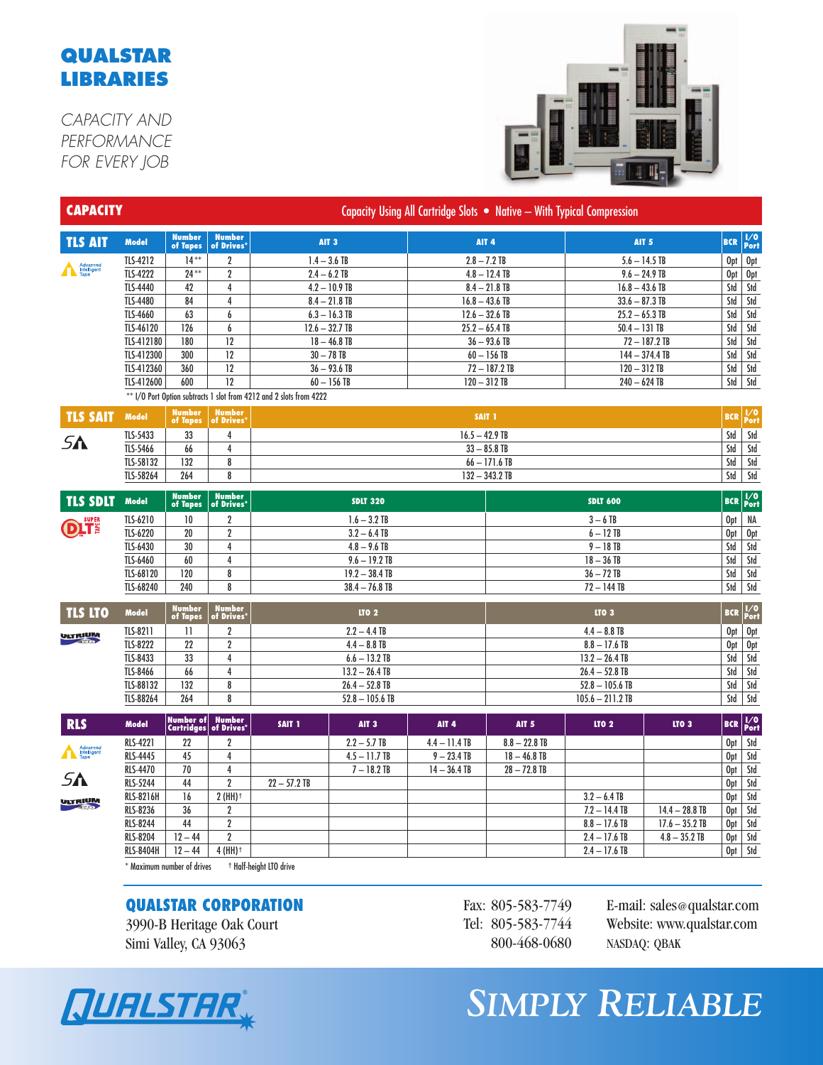# QUALSTAR LIBRARIES

*CAPACITY AND PERFORMANCE FOR EVERY JOB*

## CAPACITY

Capacity Using All Cartridge Slots • Native – With Typical Compression

### TLS AIT

| Model | Number of Tapes | Number of Drives* | AIT 3 | AIT 4 | AIT 5 | BCR | I/O Port |
|---|---|---|---|---|---|---|---|
| TLS-4212 | 14** | 2 | 1.4 – 3.6 TB | 2.8 – 7.2 TB | 5.6 – 14.5 TB | Opt | Opt |
| TLS-4222 | 24** | 2 | 2.4 – 6.2 TB | 4.8 – 12.4 TB | 9.6 – 24.9 TB | Opt | Opt |
| TLS-4440 | 42 | 4 | 4.2 – 10.9 TB | 8.4 – 21.8 TB | 16.8 – 43.6 TB | Std | Std |
| TLS-4480 | 84 | 4 | 8.4 – 21.8 TB | 16.8 – 43.6 TB | 33.6 – 87.3 TB | Std | Std |
| TLS-4660 | 63 | 6 | 6.3 – 16.3 TB | 12.6 – 32.6 TB | 25.2 – 65.3 TB | Std | Std |
| TLS-46120 | 126 | 6 | 12.6 – 32.7 TB | 25.2 – 65.4 TB | 50.4 – 131 TB | Std | Std |
| TLS-412180 | 180 | 12 | 18 – 46.8 TB | 36 – 93.6 TB | 72 – 187.2 TB | Std | Std |
| TLS-412300 | 300 | 12 | 30 – 78 TB | 60 – 156 TB | 144 – 374.4 TB | Std | Std |
| TLS-412360 | 360 | 12 | 36 – 93.6 TB | 72 – 187.2 TB | 120 – 312 TB | Std | Std |
| TLS-412600 | 600 | 12 | 60 – 156 TB | 120 – 312 TB | 240 – 624 TB | Std | Std |

** I/O Port Option subtracts 1 slot from 4212 and 2 slots from 4222

### TLS SAIT

| Model | Number of Tapes | Number of Drives* | SAIT 1 | BCR | I/O Port |
|---|---|---|---|---|---|
| TLS-5433 | 33 | 4 | 16.5 – 42.9 TB | Std | Std |
| TLS-5466 | 66 | 4 | 33 – 85.8 TB | Std | Std |
| TLS-58132 | 132 | 8 | 66 – 171.6 TB | Std | Std |
| TLS-58264 | 264 | 8 | 132 – 343.2 TB | Std | Std |

### TLS SDLT

| Model | Number of Tapes | Number of Drives* | SDLT 320 | SDLT 600 | BCR | I/O Port |
|---|---|---|---|---|---|---|
| TLS-6210 | 10 | 2 | 1.6 – 3.2 TB | 3 – 6 TB | Opt | NA |
| TLS-6220 | 20 | 2 | 3.2 – 6.4 TB | 6 – 12 TB | Opt | Opt |
| TLS-6430 | 30 | 4 | 4.8 – 9.6 TB | 9 – 18 TB | Std | Std |
| TLS-6460 | 60 | 4 | 9.6 – 19.2 TB | 18 – 36 TB | Std | Std |
| TLS-68120 | 120 | 8 | 19.2 – 38.4 TB | 36 – 72 TB | Std | Std |
| TLS-68240 | 240 | 8 | 38.4 – 76.8 TB | 72 – 144 TB | Std | Std |

### TLS LTO

| Model | Number of Tapes | Number of Drives* | LTO 2 | LTO 3 | BCR | I/O Port |
|---|---|---|---|---|---|---|
| TLS-8211 | 11 | 2 | 2.2 – 4.4 TB | 4.4 – 8.8 TB | Opt | Opt |
| TLS-8222 | 22 | 2 | 4.4 – 8.8 TB | 8.8 – 17.6 TB | Opt | Opt |
| TLS-8433 | 33 | 4 | 6.6 – 13.2 TB | 13.2 – 26.4 TB | Std | Std |
| TLS-8466 | 66 | 4 | 13.2 – 26.4 TB | 26.4 – 52.8 TB | Std | Std |
| TLS-88132 | 132 | 8 | 26.4 – 52.8 TB | 52.8 – 105.6 TB | Std | Std |
| TLS-88264 | 264 | 8 | 52.8 – 105.6 TB | 105.6 – 211.2 TB | Std | Std |

### RLS

| Model | Number of Cartridges | Number of Drives* | SAIT 1 | AIT 3 | AIT 4 | AIT 5 | LTO 2 | LTO 3 | BCR | I/O Port |
|---|---|---|---|---|---|---|---|---|---|---|
| RLS-4221 | 22 | 2 | | 2.2 – 5.7 TB | 4.4 – 11.4 TB | 8.8 – 22.8 TB | | | Opt | Std |
| RLS-4445 | 45 | 4 | | 4.5 – 11.7 TB | 9 – 23.4 TB | 18 – 46.8 TB | | | Opt | Std |
| RLS-4470 | 70 | 4 | | 7 – 18.2 TB | 14 – 36.4 TB | 28 – 72.8 TB | | | Opt | Std |
| RLS-5244 | 44 | 2 | 22 – 57.2 TB | | | | | | Opt | Std |
| RLS-8216H | 16 | 2 (HH)† | | | | | 3.2 – 6.4 TB | | Opt | Std |
| RLS-8236 | 36 | 2 | | | | | 7.2 – 14.4 TB | 14.4 – 28.8 TB | Opt | Std |
| RLS-8244 | 44 | 2 | | | | | 8.8 – 17.6 TB | 17.6 – 35.2 TB | Opt | Std |
| RLS-8204 | 12 – 44 | 2 | | | | | 2.4 – 17.6 TB | 4.8 – 35.2 TB | Opt | Std |
| RLS-8404H | 12 – 44 | 4 (HH)† | | | | | 2.4 – 17.6 TB | | Opt | Std |

* Maximum number of drives † Half-height LTO drive

**QUALSTAR CORPORATION**
3990-B Heritage Oak Court
Simi Valley, CA 93063

Fax: 805-583-7749
Tel: 805-583-7744
800-468-0680

E-mail: sales@qualstar.com
Website: www.qualstar.com
NASDAQ: QBAK

QUALSTAR®

*SIMPLY RELIABLE*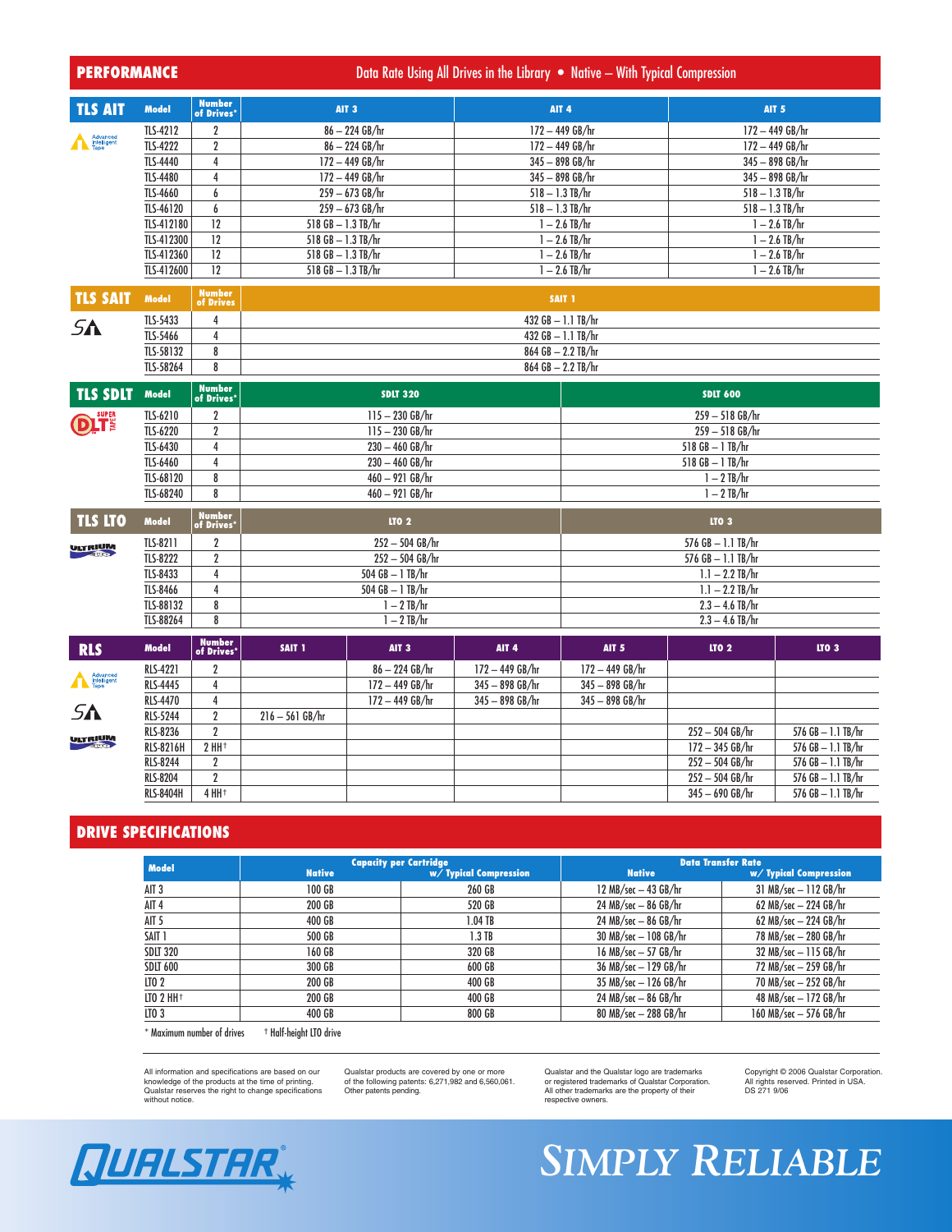## PERFORMANCE

Data Rate Using All Drives in the Library • Native – With Typical Compression

| TLS AIT Model | Number of Drives* | AIT 3 | AIT 4 | AIT 5 |
|---|---|---|---|---|
| TLS-4212 | 2 | 86 – 224 GB/hr | 172 – 449 GB/hr | 172 – 449 GB/hr |
| TLS-4222 | 2 | 86 – 224 GB/hr | 172 – 449 GB/hr | 172 – 449 GB/hr |
| TLS-4440 | 4 | 172 – 449 GB/hr | 345 – 898 GB/hr | 345 – 898 GB/hr |
| TLS-4480 | 4 | 172 – 449 GB/hr | 345 – 898 GB/hr | 345 – 898 GB/hr |
| TLS-4660 | 6 | 259 – 673 GB/hr | 518 – 1.3 TB/hr | 518 – 1.3 TB/hr |
| TLS-46120 | 6 | 259 – 673 GB/hr | 518 – 1.3 TB/hr | 518 – 1.3 TB/hr |
| TLS-412180 | 12 | 518 GB – 1.3 TB/hr | 1 – 2.6 TB/hr | 1 – 2.6 TB/hr |
| TLS-412300 | 12 | 518 GB – 1.3 TB/hr | 1 – 2.6 TB/hr | 1 – 2.6 TB/hr |
| TLS-412360 | 12 | 518 GB – 1.3 TB/hr | 1 – 2.6 TB/hr | 1 – 2.6 TB/hr |
| TLS-412600 | 12 | 518 GB – 1.3 TB/hr | 1 – 2.6 TB/hr | 1 – 2.6 TB/hr |

| TLS SAIT Model | Number of Drives | SAIT 1 |
|---|---|---|
| TLS-5433 | 4 | 432 GB – 1.1 TB/hr |
| TLS-5466 | 4 | 432 GB – 1.1 TB/hr |
| TLS-58132 | 8 | 864 GB – 2.2 TB/hr |
| TLS-58264 | 8 | 864 GB – 2.2 TB/hr |

| TLS SDLT Model | Number of Drives* | SDLT 320 | SDLT 600 |
|---|---|---|---|
| TLS-6210 | 2 | 115 – 230 GB/hr | 259 – 518 GB/hr |
| TLS-6220 | 2 | 115 – 230 GB/hr | 259 – 518 GB/hr |
| TLS-6430 | 4 | 230 – 460 GB/hr | 518 GB – 1 TB/hr |
| TLS-6460 | 4 | 230 – 460 GB/hr | 518 GB – 1 TB/hr |
| TLS-68120 | 8 | 460 – 921 GB/hr | 1 – 2 TB/hr |
| TLS-68240 | 8 | 460 – 921 GB/hr | 1 – 2 TB/hr |

| TLS LTO Model | Number of Drives* | LTO 2 | LTO 3 |
|---|---|---|---|
| TLS-8211 | 2 | 252 – 504 GB/hr | 576 GB – 1.1 TB/hr |
| TLS-8222 | 2 | 252 – 504 GB/hr | 576 GB – 1.1 TB/hr |
| TLS-8433 | 4 | 504 GB – 1 TB/hr | 1.1 – 2.2 TB/hr |
| TLS-8466 | 4 | 504 GB – 1 TB/hr | 1.1 – 2.2 TB/hr |
| TLS-88132 | 8 | 1 – 2 TB/hr | 2.3 – 4.6 TB/hr |
| TLS-88264 | 8 | 1 – 2 TB/hr | 2.3 – 4.6 TB/hr |

| RLS Model | Number of Drives* | SAIT 1 | AIT 3 | AIT 4 | AIT 5 | LTO 2 | LTO 3 |
|---|---|---|---|---|---|---|---|
| RLS-4221 | 2 | | 86 – 224 GB/hr | 172 – 449 GB/hr | 172 – 449 GB/hr | | |
| RLS-4445 | 4 | | 172 – 449 GB/hr | 345 – 898 GB/hr | 345 – 898 GB/hr | | |
| RLS-4470 | 4 | | 172 – 449 GB/hr | 345 – 898 GB/hr | 345 – 898 GB/hr | | |
| RLS-5244 | 2 | 216 – 561 GB/hr | | | | | |
| RLS-8236 | 2 | | | | | 252 – 504 GB/hr | 576 GB – 1.1 TB/hr |
| RLS-8216H | 2 HH† | | | | | 172 – 345 GB/hr | 576 GB – 1.1 TB/hr |
| RLS-8244 | 2 | | | | | 252 – 504 GB/hr | 576 GB – 1.1 TB/hr |
| RLS-8204 | 2 | | | | | 252 – 504 GB/hr | 576 GB – 1.1 TB/hr |
| RLS-8404H | 4 HH† | | | | | 345 – 690 GB/hr | 576 GB – 1.1 TB/hr |

## DRIVE SPECIFICATIONS

| Model | Capacity per Cartridge | | Data Transfer Rate | |
|---|---|---|---|---|
| | Native | w/ Typical Compression | Native | w/ Typical Compression |
| AIT 3 | 100 GB | 260 GB | 12 MB/sec – 43 GB/hr | 31 MB/sec – 112 GB/hr |
| AIT 4 | 200 GB | 520 GB | 24 MB/sec – 86 GB/hr | 62 MB/sec – 224 GB/hr |
| AIT 5 | 400 GB | 1.04 TB | 24 MB/sec – 86 GB/hr | 62 MB/sec – 224 GB/hr |
| SAIT 1 | 500 GB | 1.3 TB | 30 MB/sec – 108 GB/hr | 78 MB/sec – 280 GB/hr |
| SDLT 320 | 160 GB | 320 GB | 16 MB/sec – 57 GB/hr | 32 MB/sec – 115 GB/hr |
| SDLT 600 | 300 GB | 600 GB | 36 MB/sec – 129 GB/hr | 72 MB/sec – 259 GB/hr |
| LTO 2 | 200 GB | 400 GB | 35 MB/sec – 126 GB/hr | 70 MB/sec – 252 GB/hr |
| LTO 2 HH† | 200 GB | 400 GB | 24 MB/sec – 86 GB/hr | 48 MB/sec – 172 GB/hr |
| LTO 3 | 400 GB | 800 GB | 80 MB/sec – 288 GB/hr | 160 MB/sec – 576 GB/hr |

* Maximum number of drives    † Half-height LTO drive

All information and specifications are based on our knowledge of the products at the time of printing. Qualstar reserves the right to change specifications without notice.

Qualstar products are covered by one or more of the following patents: 6,271,982 and 6,560,061. Other patents pending.

Qualstar and the Qualstar logo are trademarks or registered trademarks of Qualstar Corporation. All other trademarks are the property of their respective owners.

Copyright © 2006 Qualstar Corporation. All rights reserved. Printed in USA. DS 271 9/06

QUALSTAR®

SIMPLY RELIABLE